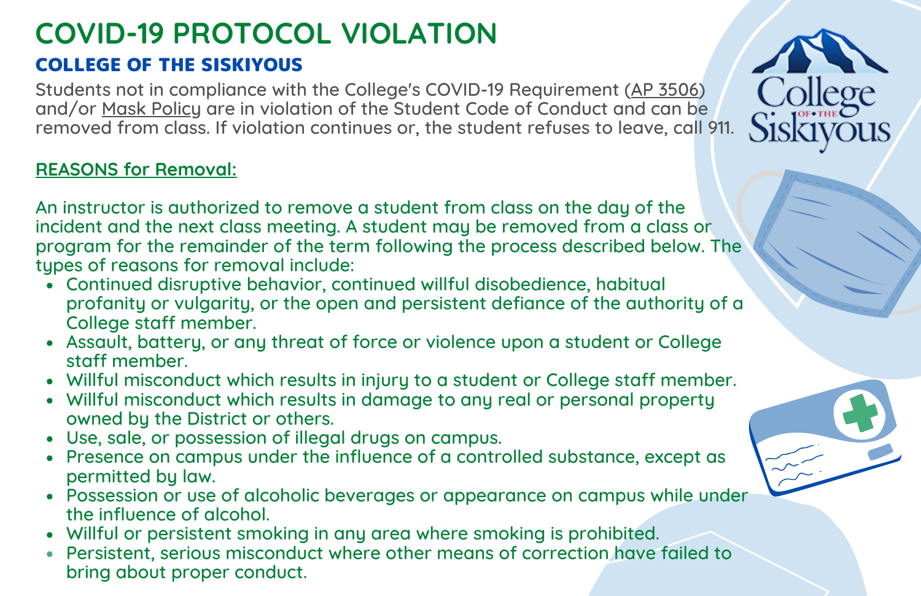# COVID-19 PROTOCOL VIOLATION

## COLLEGE OF THE SISKIYOUS

Students not in compliance with the College's COVID-19 Requirement (AP 3506) and/or Mask Policy are in violation of the Student Code of Conduct and can be removed from class. If violation continues or, the student refuses to leave, call 911.

### REASONS for Removal:

An instructor is authorized to remove a student from class on the day of the incident and the next class meeting. A student may be removed from a class or program for the remainder of the term following the process described below. The types of reasons for removal include:

- Continued disruptive behavior, continued willful disobedience, habitual profanity or vulgarity, or the open and persistent defiance of the authority of a College staff member.
- Assault, battery, or any threat of force or violence upon a student or College staff member.
- Willful misconduct which results in injury to a student or College staff member.
- Willful misconduct which results in damage to any real or personal property owned by the District or others.
- Use, sale, or possession of illegal drugs on campus.
- Presence on campus under the influence of a controlled substance, except as permitted by law.
- Possession or use of alcoholic beverages or appearance on campus while under the influence of alcohol.
- Willful or persistent smoking in any area where smoking is prohibited.
- Persistent, serious misconduct where other means of correction have failed to bring about proper conduct.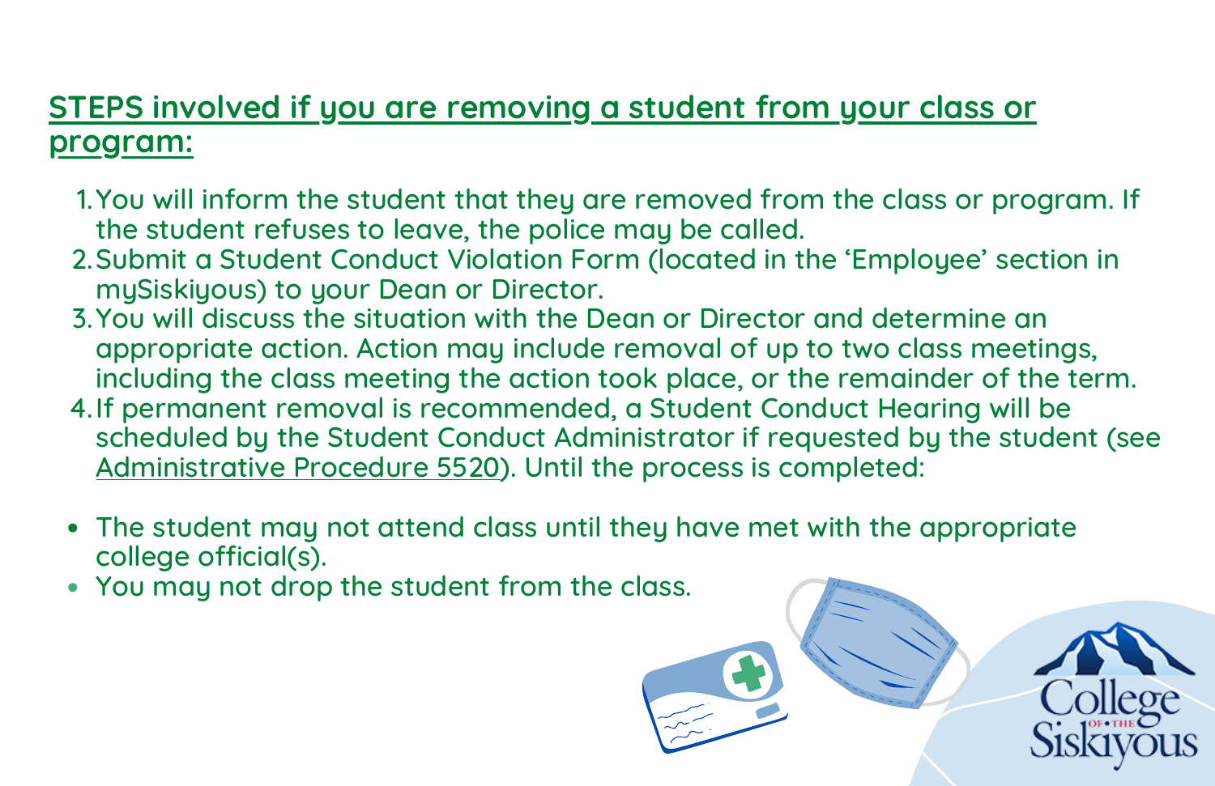## STEPS involved if you are removing a student from your class or program:

1. You will inform the student that they are removed from the class or program. If the student refuses to leave, the police may be called.
2. Submit a Student Conduct Violation Form (located in the 'Employee' section in mySiskiyous) to your Dean or Director.
3. You will discuss the situation with the Dean or Director and determine an appropriate action. Action may include removal of up to two class meetings, including the class meeting the action took place, or the remainder of the term.
4. If permanent removal is recommended, a Student Conduct Hearing will be scheduled by the Student Conduct Administrator if requested by the student (see Administrative Procedure 5520). Until the process is completed:

- The student may not attend class until they have met with the appropriate college official(s).
- You may not drop the student from the class.

College of the Siskiyous